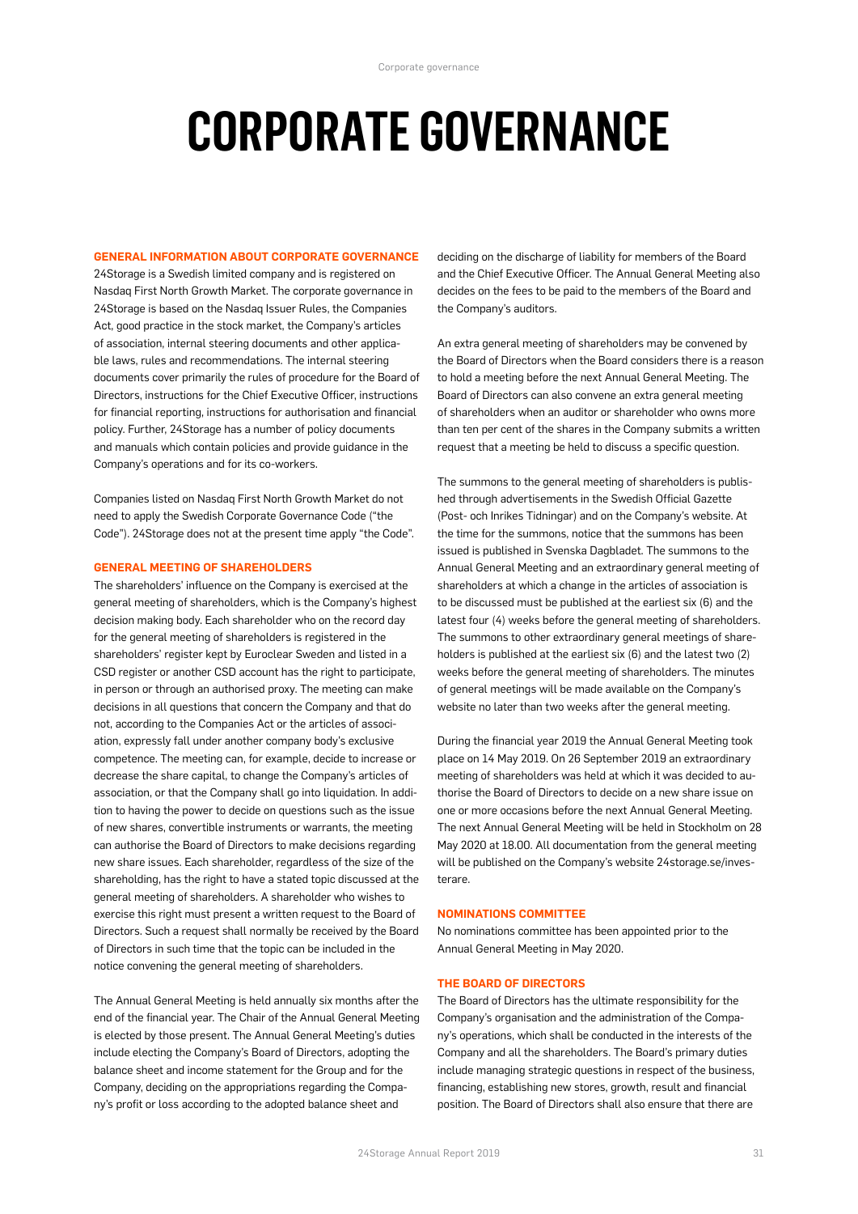# CORPORATE GOVERNANCE

## GENERAL INFORMATION ABOUT CORPORATE GOVERNANCE

24Storage is a Swedish limited company and is registered on Nasdaq First North Growth Market. The corporate governance in 24Storage is based on the Nasdaq Issuer Rules, the Companies Act, good practice in the stock market, the Company's articles of association, internal steering documents and other applicable laws, rules and recommendations. The internal steering documents cover primarily the rules of procedure for the Board of Directors, instructions for the Chief Executive Officer, instructions for financial reporting, instructions for authorisation and financial policy. Further, 24Storage has a number of policy documents and manuals which contain policies and provide guidance in the Company's operations and for its co-workers.

Companies listed on Nasdaq First North Growth Market do not need to apply the Swedish Corporate Governance Code ("the Code"). 24Storage does not at the present time apply "the Code".

## GENERAL MEETING OF SHAREHOLDERS

The shareholders' influence on the Company is exercised at the general meeting of shareholders, which is the Company's highest decision making body. Each shareholder who on the record day for the general meeting of shareholders is registered in the shareholders' register kept by Euroclear Sweden and listed in a CSD register or another CSD account has the right to participate, in person or through an authorised proxy. The meeting can make decisions in all questions that concern the Company and that do not, according to the Companies Act or the articles of association, expressly fall under another company body's exclusive competence. The meeting can, for example, decide to increase or decrease the share capital, to change the Company's articles of association, or that the Company shall go into liquidation. In addition to having the power to decide on questions such as the issue of new shares, convertible instruments or warrants, the meeting can authorise the Board of Directors to make decisions regarding new share issues. Each shareholder, regardless of the size of the shareholding, has the right to have a stated topic discussed at the general meeting of shareholders. A shareholder who wishes to exercise this right must present a written request to the Board of Directors. Such a request shall normally be received by the Board of Directors in such time that the topic can be included in the notice convening the general meeting of shareholders.

The Annual General Meeting is held annually six months after the end of the financial year. The Chair of the Annual General Meeting is elected by those present. The Annual General Meeting's duties include electing the Company's Board of Directors, adopting the balance sheet and income statement for the Group and for the Company, deciding on the appropriations regarding the Company's profit or loss according to the adopted balance sheet and deciding on the discharge of liability for members of the Board and the Chief Executive Officer. The Annual General Meeting also decides on the fees to be paid to the members of the Board and the Company's auditors.

An extra general meeting of shareholders may be convened by the Board of Directors when the Board considers there is a reason to hold a meeting before the next Annual General Meeting. The Board of Directors can also convene an extra general meeting of shareholders when an auditor or shareholder who owns more than ten per cent of the shares in the Company submits a written request that a meeting be held to discuss a specific question.

The summons to the general meeting of shareholders is published through advertisements in the Swedish Official Gazette (Post- och Inrikes Tidningar) and on the Company's website. At the time for the summons, notice that the summons has been issued is published in Svenska Dagbladet. The summons to the Annual General Meeting and an extraordinary general meeting of shareholders at which a change in the articles of association is to be discussed must be published at the earliest six (6) and the latest four (4) weeks before the general meeting of shareholders. The summons to other extraordinary general meetings of shareholders is published at the earliest six (6) and the latest two (2) weeks before the general meeting of shareholders. The minutes of general meetings will be made available on the Company's website no later than two weeks after the general meeting.

During the financial year 2019 the Annual General Meeting took place on 14 May 2019. On 26 September 2019 an extraordinary meeting of shareholders was held at which it was decided to authorise the Board of Directors to decide on a new share issue on one or more occasions before the next Annual General Meeting. The next Annual General Meeting will be held in Stockholm on 28 May 2020 at 18.00. All documentation from the general meeting will be published on the Company's website 24storage.se/investerare.

## NOMINATIONS COMMITTEE

No nominations committee has been appointed prior to the Annual General Meeting in May 2020.

## THE BOARD OF DIRECTORS

The Board of Directors has the ultimate responsibility for the Company's organisation and the administration of the Company's operations, which shall be conducted in the interests of the Company and all the shareholders. The Board's primary duties include managing strategic questions in respect of the business, financing, establishing new stores, growth, result and financial position. The Board of Directors shall also ensure that there are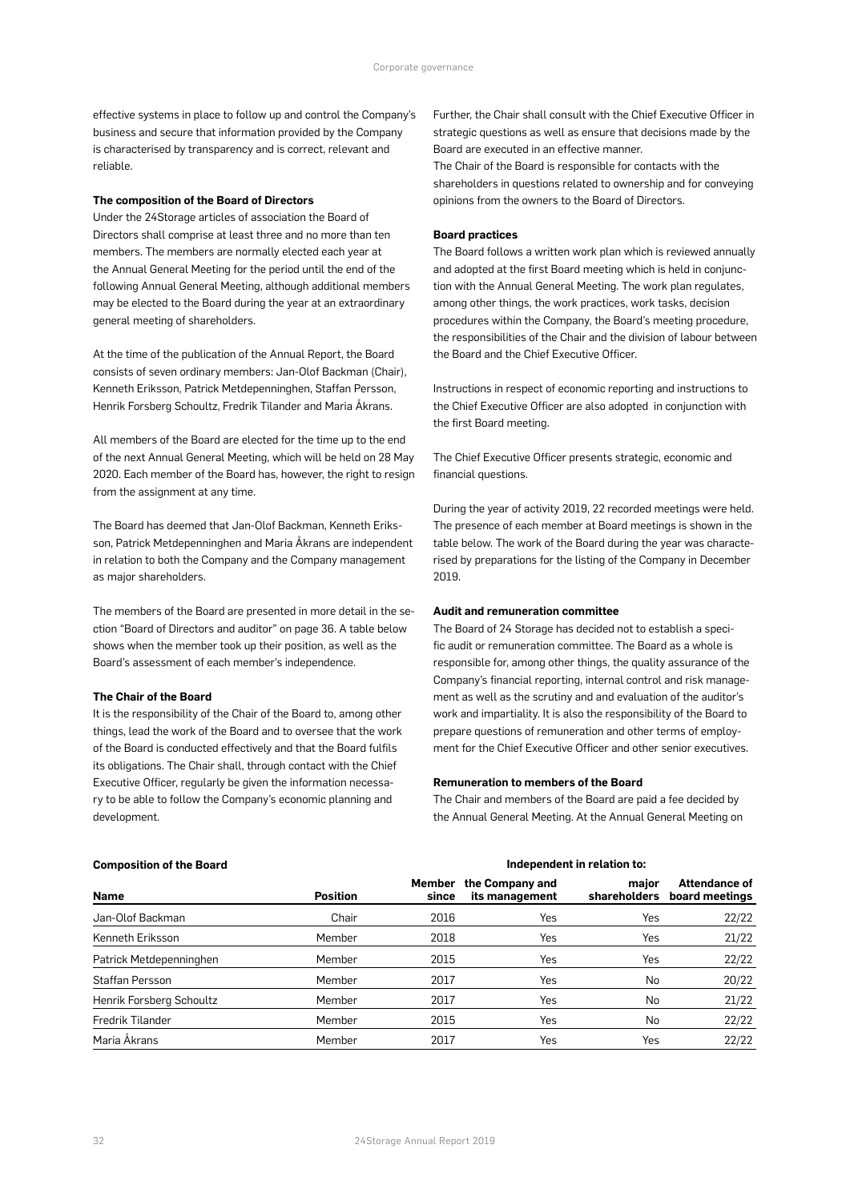effective systems in place to follow up and control the Company's business and secure that information provided by the Company is characterised by transparency and is correct, relevant and reliable.

**The composition of the Board of Directors**

Under the 24Storage articles of association the Board of Directors shall comprise at least three and no more than ten members. The members are normally elected each year at the Annual General Meeting for the period until the end of the following Annual General Meeting, although additional members may be elected to the Board during the year at an extraordinary general meeting of shareholders.

At the time of the publication of the Annual Report, the Board consists of seven ordinary members: Jan-Olof Backman (Chair), Kenneth Eriksson, Patrick Metdepenninghen, Staffan Persson, Henrik Forsberg Schoultz, Fredrik Tilander and Maria Åkrans.

All members of the Board are elected for the time up to the end of the next Annual General Meeting, which will be held on 28 May 2020. Each member of the Board has, however, the right to resign from the assignment at any time.

The Board has deemed that Jan-Olof Backman, Kenneth Eriksson, Patrick Metdepenninghen and Maria Åkrans are independent in relation to both the Company and the Company management as major shareholders.

The members of the Board are presented in more detail in the section "Board of Directors and auditor" on page 36. A table below shows when the member took up their position, as well as the Board's assessment of each member's independence.

**The Chair of the Board**

It is the responsibility of the Chair of the Board to, among other things, lead the work of the Board and to oversee that the work of the Board is conducted effectively and that the Board fulfils its obligations. The Chair shall, through contact with the Chief Executive Officer, regularly be given the information necessary to be able to follow the Company's economic planning and development.

Further, the Chair shall consult with the Chief Executive Officer in strategic questions as well as ensure that decisions made by the Board are executed in an effective manner.

The Chair of the Board is responsible for contacts with the shareholders in questions related to ownership and for conveying opinions from the owners to the Board of Directors.

**Board practices**

The Board follows a written work plan which is reviewed annually and adopted at the first Board meeting which is held in conjunction with the Annual General Meeting. The work plan regulates, among other things, the work practices, work tasks, decision procedures within the Company, the Board's meeting procedure, the responsibilities of the Chair and the division of labour between the Board and the Chief Executive Officer.

Instructions in respect of economic reporting and instructions to the Chief Executive Officer are also adopted in conjunction with the first Board meeting.

The Chief Executive Officer presents strategic, economic and financial questions.

During the year of activity 2019, 22 recorded meetings were held. The presence of each member at Board meetings is shown in the table below. The work of the Board during the year was characterised by preparations for the listing of the Company in December 2019.

**Audit and remuneration committee**

The Board of 24 Storage has decided not to establish a specific audit or remuneration committee. The Board as a whole is responsible for, among other things, the quality assurance of the Company's financial reporting, internal control and risk management as well as the scrutiny and and evaluation of the auditor's work and impartiality. It is also the responsibility of the Board to prepare questions of remuneration and other terms of employment for the Chief Executive Officer and other senior executives.

**Remuneration to members of the Board**

The Chair and members of the Board are paid a fee decided by the Annual General Meeting. At the Annual General Meeting on

**Composition of the Board**

| Name | Position | Member since | Independent in relation to: the Company and its management | Independent in relation to: major shareholders | Attendance of board meetings |
|---|---|---|---|---|---|
| Jan-Olof Backman | Chair | 2016 | Yes | Yes | 22/22 |
| Kenneth Eriksson | Member | 2018 | Yes | Yes | 21/22 |
| Patrick Metdepenninghen | Member | 2015 | Yes | Yes | 22/22 |
| Staffan Persson | Member | 2017 | Yes | No | 20/22 |
| Henrik Forsberg Schoultz | Member | 2017 | Yes | No | 21/22 |
| Fredrik Tilander | Member | 2015 | Yes | No | 22/22 |
| Maria Åkrans | Member | 2017 | Yes | Yes | 22/22 |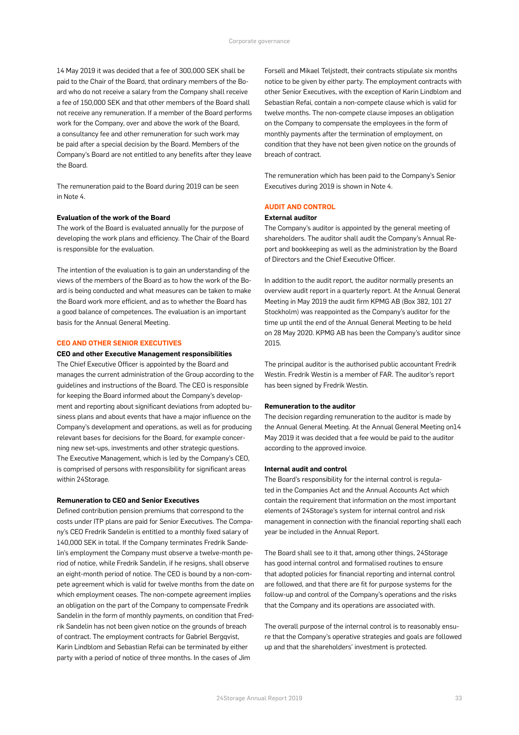14 May 2019 it was decided that a fee of 300,000 SEK shall be paid to the Chair of the Board, that ordinary members of the Board who do not receive a salary from the Company shall receive a fee of 150,000 SEK and that other members of the Board shall not receive any remuneration. If a member of the Board performs work for the Company, over and above the work of the Board, a consultancy fee and other remuneration for such work may be paid after a special decision by the Board. Members of the Company's Board are not entitled to any benefits after they leave the Board.

The remuneration paid to the Board during 2019 can be seen in Note 4.

**Evaluation of the work of the Board**

The work of the Board is evaluated annually for the purpose of developing the work plans and efficiency. The Chair of the Board is responsible for the evaluation.

The intention of the evaluation is to gain an understanding of the views of the members of the Board as to how the work of the Board is being conducted and what measures can be taken to make the Board work more efficient, and as to whether the Board has a good balance of competences. The evaluation is an important basis for the Annual General Meeting.

## CEO AND OTHER SENIOR EXECUTIVES

**CEO and other Executive Management responsibilities**

The Chief Executive Officer is appointed by the Board and manages the current administration of the Group according to the guidelines and instructions of the Board. The CEO is responsible for keeping the Board informed about the Company's development and reporting about significant deviations from adopted business plans and about events that have a major influence on the Company's development and operations, as well as for producing relevant bases for decisions for the Board, for example concerning new set-ups, investments and other strategic questions. The Executive Management, which is led by the Company's CEO, is comprised of persons with responsibility for significant areas within 24Storage.

**Remuneration to CEO and Senior Executives**

Defined contribution pension premiums that correspond to the costs under ITP plans are paid for Senior Executives. The Company's CEO Fredrik Sandelin is entitled to a monthly fixed salary of 140,000 SEK in total. If the Company terminates Fredrik Sandelin's employment the Company must observe a twelve-month period of notice, while Fredrik Sandelin, if he resigns, shall observe an eight-month period of notice. The CEO is bound by a non-compete agreement which is valid for twelve months from the date on which employment ceases. The non-compete agreement implies an obligation on the part of the Company to compensate Fredrik Sandelin in the form of monthly payments, on condition that Fredrik Sandelin has not been given notice on the grounds of breach of contract. The employment contracts for Gabriel Bergqvist, Karin Lindblom and Sebastian Refai can be terminated by either party with a period of notice of three months. In the cases of Jim Forsell and Mikael Teljstedt, their contracts stipulate six months notice to be given by either party. The employment contracts with other Senior Executives, with the exception of Karin Lindblom and Sebastian Refai, contain a non-compete clause which is valid for twelve months. The non-compete clause imposes an obligation on the Company to compensate the employees in the form of monthly payments after the termination of employment, on condition that they have not been given notice on the grounds of breach of contract.

The remuneration which has been paid to the Company's Senior Executives during 2019 is shown in Note 4.

## AUDIT AND CONTROL

**External auditor**

The Company's auditor is appointed by the general meeting of shareholders. The auditor shall audit the Company's Annual Report and bookkeeping as well as the administration by the Board of Directors and the Chief Executive Officer.

In addition to the audit report, the auditor normally presents an overview audit report in a quarterly report. At the Annual General Meeting in May 2019 the audit firm KPMG AB (Box 382, 101 27 Stockholm) was reappointed as the Company's auditor for the time up until the end of the Annual General Meeting to be held on 28 May 2020. KPMG AB has been the Company's auditor since 2015.

The principal auditor is the authorised public accountant Fredrik Westin. Fredrik Westin is a member of FAR. The auditor's report has been signed by Fredrik Westin.

**Remuneration to the auditor**

The decision regarding remuneration to the auditor is made by the Annual General Meeting. At the Annual General Meeting on14 May 2019 it was decided that a fee would be paid to the auditor according to the approved invoice.

**Internal audit and control**

The Board's responsibility for the internal control is regulated in the Companies Act and the Annual Accounts Act which contain the requirement that information on the most important elements of 24Storage's system for internal control and risk management in connection with the financial reporting shall each year be included in the Annual Report.

The Board shall see to it that, among other things, 24Storage has good internal control and formalised routines to ensure that adopted policies for financial reporting and internal control are followed, and that there are fit for purpose systems for the follow-up and control of the Company's operations and the risks that the Company and its operations are associated with.

The overall purpose of the internal control is to reasonably ensure that the Company's operative strategies and goals are followed up and that the shareholders' investment is protected.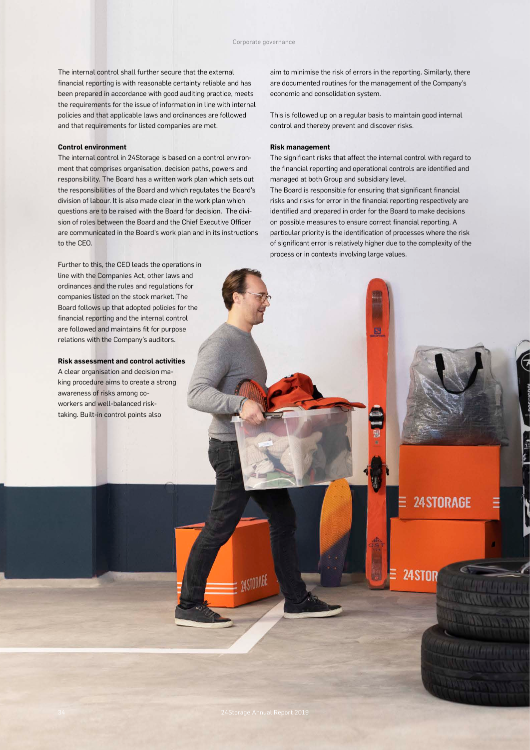The internal control shall further secure that the external financial reporting is with reasonable certainty reliable and has been prepared in accordance with good auditing practice, meets the requirements for the issue of information in line with internal policies and that applicable laws and ordinances are followed and that requirements for listed companies are met.

**Control environment**

The internal control in 24Storage is based on a control environment that comprises organisation, decision paths, powers and responsibility. The Board has a written work plan which sets out the responsibilities of the Board and which regulates the Board's division of labour. It is also made clear in the work plan which questions are to be raised with the Board for decision. The division of roles between the Board and the Chief Executive Officer are communicated in the Board's work plan and in its instructions to the CEO.

Further to this, the CEO leads the operations in line with the Companies Act, other laws and ordinances and the rules and regulations for companies listed on the stock market. The Board follows up that adopted policies for the financial reporting and the internal control are followed and maintains fit for purpose relations with the Company's auditors.

**Risk assessment and control activities**

A clear organisation and decision making procedure aims to create a strong awareness of risks among coworkers and well-balanced risk-taking. Built-in control points also aim to minimise the risk of errors in the reporting. Similarly, there are documented routines for the management of the Company's economic and consolidation system.

This is followed up on a regular basis to maintain good internal control and thereby prevent and discover risks.

**Risk management**

The significant risks that affect the internal control with regard to the financial reporting and operational controls are identified and managed at both Group and subsidiary level.

The Board is responsible for ensuring that significant financial risks and risks for error in the financial reporting respectively are identified and prepared in order for the Board to make decisions on possible measures to ensure correct financial reporting. A particular priority is the identification of processes where the risk of significant error is relatively higher due to the complexity of the process or in contexts involving large values.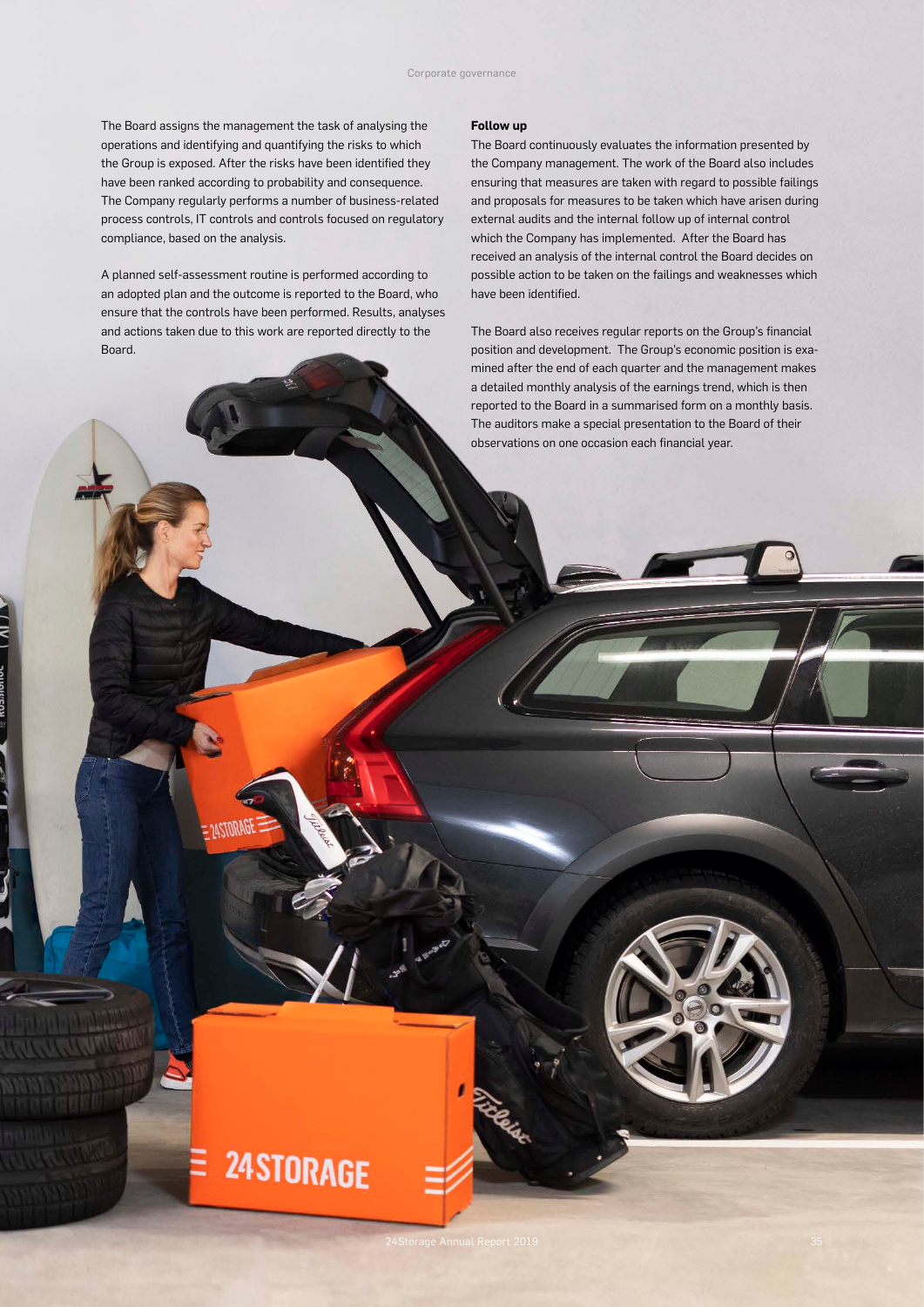The Board assigns the management the task of analysing the operations and identifying and quantifying the risks to which the Group is exposed. After the risks have been identified they have been ranked according to probability and consequence. The Company regularly performs a number of business-related process controls, IT controls and controls focused on regulatory compliance, based on the analysis.

A planned self-assessment routine is performed according to an adopted plan and the outcome is reported to the Board, who ensure that the controls have been performed. Results, analyses and actions taken due to this work are reported directly to the Board.

**Follow up**

The Board continuously evaluates the information presented by the Company management. The work of the Board also includes ensuring that measures are taken with regard to possible failings and proposals for measures to be taken which have arisen during external audits and the internal follow up of internal control which the Company has implemented. After the Board has received an analysis of the internal control the Board decides on possible action to be taken on the failings and weaknesses which have been identified.

The Board also receives regular reports on the Group's financial position and development. The Group's economic position is examined after the end of each quarter and the management makes a detailed monthly analysis of the earnings trend, which is then reported to the Board in a summarised form on a monthly basis. The auditors make a special presentation to the Board of their observations on one occasion each financial year.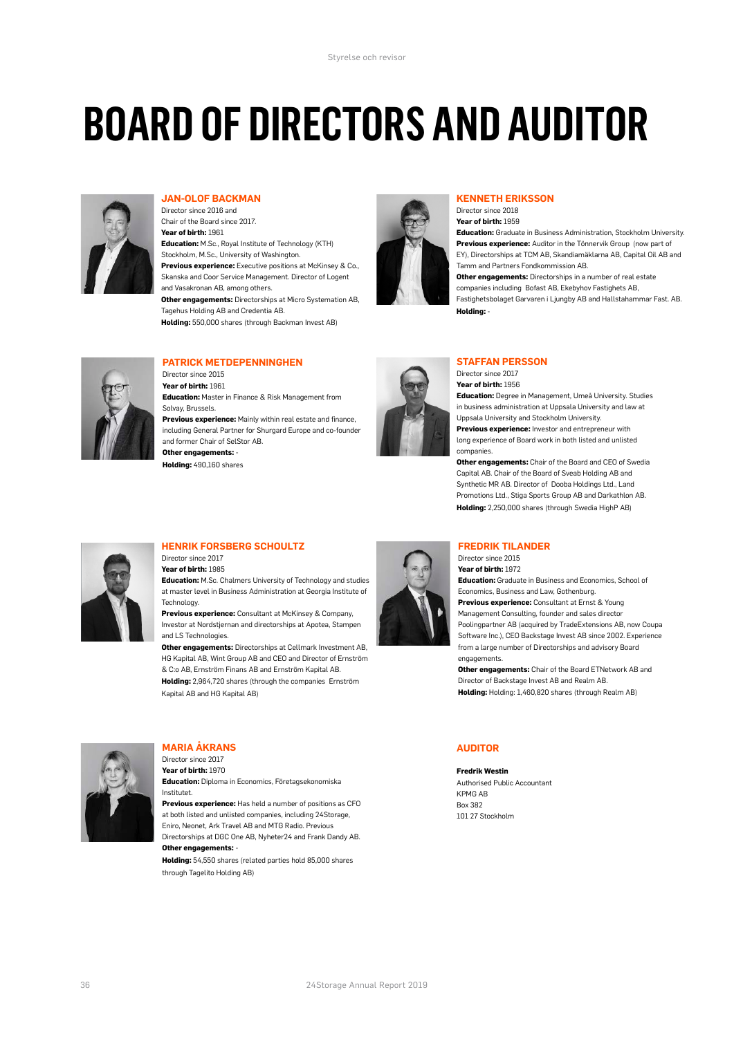# BOARD OF DIRECTORS AND AUDITOR

### JAN-OLOF BACKMAN

Director since 2016 and
Chair of the Board since 2017.
**Year of birth:** 1961
**Education:** M.Sc., Royal Institute of Technology (KTH) Stockholm, M.Sc., University of Washington.
**Previous experience:** Executive positions at McKinsey & Co., Skanska and Coor Service Management. Director of Logent and Vasakronan AB, among others.
**Other engagements:** Directorships at Micro Systemation AB, Tagehus Holding AB and Credentia AB.
**Holding:** 550,000 shares (through Backman Invest AB)

### KENNETH ERIKSSON

Director since 2018
**Year of birth:** 1959
**Education:** Graduate in Business Administration, Stockholm University.
**Previous experience:** Auditor in the Tönnervik Group (now part of EY), Directorships at TCM AB, Skandiamäklarna AB, Capital Oil AB and Tamm and Partners Fondkommission AB.
**Other engagements:** Directorships in a number of real estate companies including Bofast AB, Ekebyhov Fastighets AB, Fastighetsbolaget Garvaren i Ljungby AB and Hallstahammar Fast. AB.
**Holding:** -

### PATRICK METDEPENNINGHEN

Director since 2015
**Year of birth:** 1961
**Education:** Master in Finance & Risk Management from Solvay, Brussels.
**Previous experience:** Mainly within real estate and finance, including General Partner for Shurgard Europe and co-founder and former Chair of SelStor AB.
**Other engagements:** -
**Holding:** 490,160 shares

### STAFFAN PERSSON

Director since 2017
**Year of birth:** 1956
**Education:** Degree in Management, Umeå University. Studies in business administration at Uppsala University and law at Uppsala University and Stockholm University.
**Previous experience:** Investor and entrepreneur with long experience of Board work in both listed and unlisted companies.
**Other engagements:** Chair of the Board and CEO of Swedia Capital AB. Chair of the Board of Sveab Holding AB and Synthetic MR AB. Director of Dooba Holdings Ltd., Land Promotions Ltd., Stiga Sports Group AB and Darkathlon AB.
**Holding:** 2,250,000 shares (through Swedia HighP AB)

### HENRIK FORSBERG SCHOULTZ

Director since 2017
**Year of birth:** 1985
**Education:** M.Sc. Chalmers University of Technology and studies at master level in Business Administration at Georgia Institute of Technology.
**Previous experience:** Consultant at McKinsey & Company, Investor at Nordstjernan and directorships at Apotea, Stampen and LS Technologies.
**Other engagements:** Directorships at Cellmark Investment AB, HG Kapital AB, Wint Group AB and CEO and Director of Ernström & C:o AB, Ernström Finans AB and Ernström Kapital AB.
**Holding:** 2,964,720 shares (through the companies Ernström Kapital AB and HG Kapital AB)

### FREDRIK TILANDER

Director since 2015
**Year of birth:** 1972
**Education:** Graduate in Business and Economics, School of Economics, Business and Law, Gothenburg.
**Previous experience:** Consultant at Ernst & Young Management Consulting, founder and sales director Poolingpartner AB (acquired by TradeExtensions AB, now Coupa Software Inc.), CEO Backstage Invest AB since 2002. Experience from a large number of Directorships and advisory Board engagements.
**Other engagements:** Chair of the Board ETNetwork AB and Director of Backstage Invest AB and Realm AB.
**Holding:** Holding: 1,460,820 shares (through Realm AB)

### MARIA ÅKRANS

Director since 2017
**Year of birth:** 1970
**Education:** Diploma in Economics, Företagsekonomiska Institutet.
**Previous experience:** Has held a number of positions as CFO at both listed and unlisted companies, including 24Storage, Eniro, Neonet, Ark Travel AB and MTG Radio. Previous Directorships at DGC One AB, Nyheter24 and Frank Dandy AB.
**Other engagements:** -
**Holding:** 54,550 shares (related parties hold 85,000 shares through Tagelito Holding AB)

### AUDITOR

**Fredrik Westin**
Authorised Public Accountant
KPMG AB
Box 382
101 27 Stockholm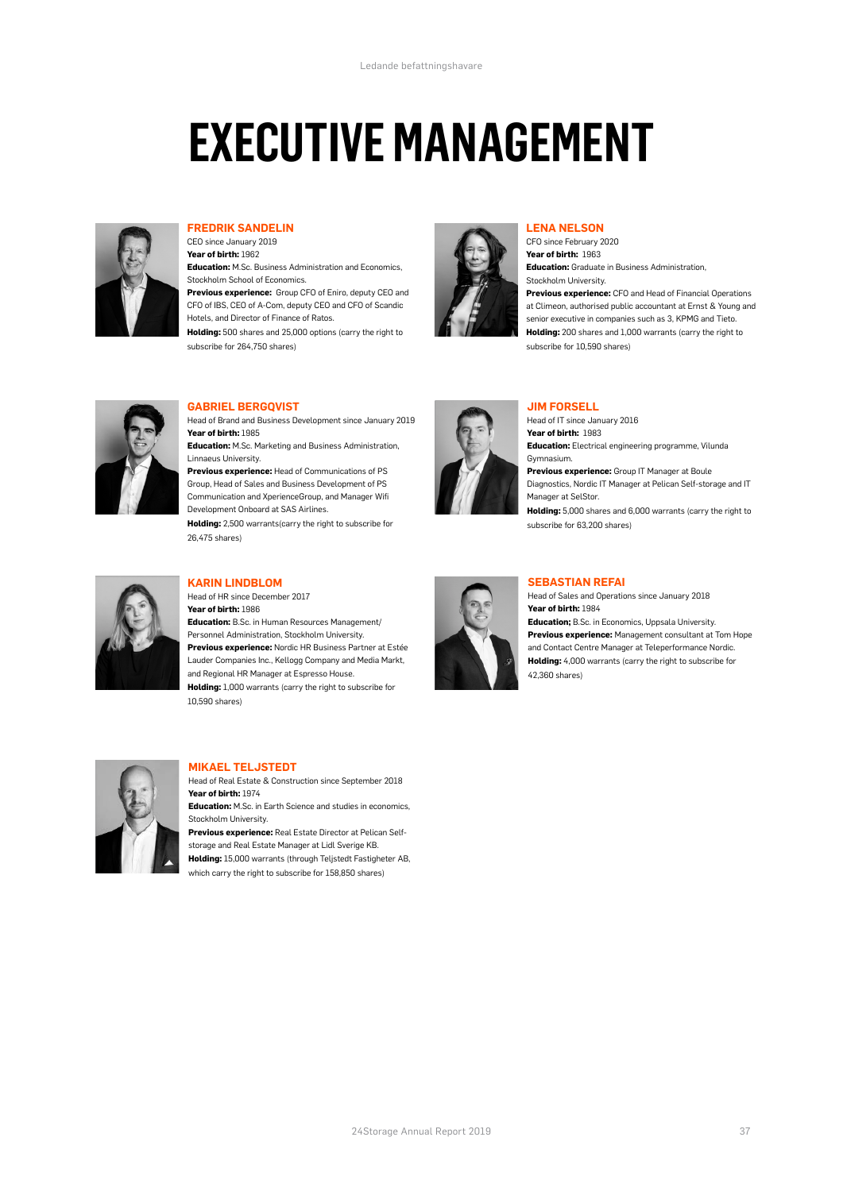# EXECUTIVE MANAGEMENT

### FREDRIK SANDELIN

CEO since January 2019

**Year of birth:** 1962

**Education:** M.Sc. Business Administration and Economics, Stockholm School of Economics.

**Previous experience:** Group CFO of Eniro, deputy CEO and CFO of IBS, CEO of A-Com, deputy CEO and CFO of Scandic Hotels, and Director of Finance of Ratos.

**Holding:** 500 shares and 25,000 options (carry the right to subscribe for 264,750 shares)

### LENA NELSON

CFO since February 2020

**Year of birth:** 1963

**Education:** Graduate in Business Administration, Stockholm University.

**Previous experience:** CFO and Head of Financial Operations at Climeon, authorised public accountant at Ernst & Young and senior executive in companies such as 3, KPMG and Tieto.

**Holding:** 200 shares and 1,000 warrants (carry the right to subscribe for 10,590 shares)

### GABRIEL BERGQVIST

Head of Brand and Business Development since January 2019

**Year of birth:** 1985

**Education:** M.Sc. Marketing and Business Administration, Linnaeus University.

**Previous experience:** Head of Communications of PS Group, Head of Sales and Business Development of PS Communication and XperienceGroup, and Manager Wifi Development Onboard at SAS Airlines.

**Holding:** 2,500 warrants(carry the right to subscribe for 26,475 shares)

### JIM FORSELL

Head of IT since January 2016

**Year of birth:** 1983

**Education:** Electrical engineering programme, Vilunda Gymnasium.

**Previous experience:** Group IT Manager at Boule Diagnostics, Nordic IT Manager at Pelican Self-storage and IT Manager at SelStor.

**Holding:** 5,000 shares and 6,000 warrants (carry the right to subscribe for 63,200 shares)

### KARIN LINDBLOM

Head of HR since December 2017

**Year of birth:** 1986

**Education:** B.Sc. in Human Resources Management/ Personnel Administration, Stockholm University.

**Previous experience:** Nordic HR Business Partner at Estée Lauder Companies Inc., Kellogg Company and Media Markt, and Regional HR Manager at Espresso House.

**Holding:** 1,000 warrants (carry the right to subscribe for 10,590 shares)

### SEBASTIAN REFAI

Head of Sales and Operations since January 2018

**Year of birth:** 1984

**Education;** B.Sc. in Economics, Uppsala University.

**Previous experience:** Management consultant at Tom Hope and Contact Centre Manager at Teleperformance Nordic.

**Holding:** 4,000 warrants (carry the right to subscribe for 42,360 shares)

### MIKAEL TELJSTEDT

Head of Real Estate & Construction since September 2018

**Year of birth:** 1974

**Education:** M.Sc. in Earth Science and studies in economics, Stockholm University.

**Previous experience:** Real Estate Director at Pelican Self-storage and Real Estate Manager at Lidl Sverige KB.

**Holding:** 15,000 warrants (through Teljstedt Fastigheter AB, which carry the right to subscribe for 158,850 shares)